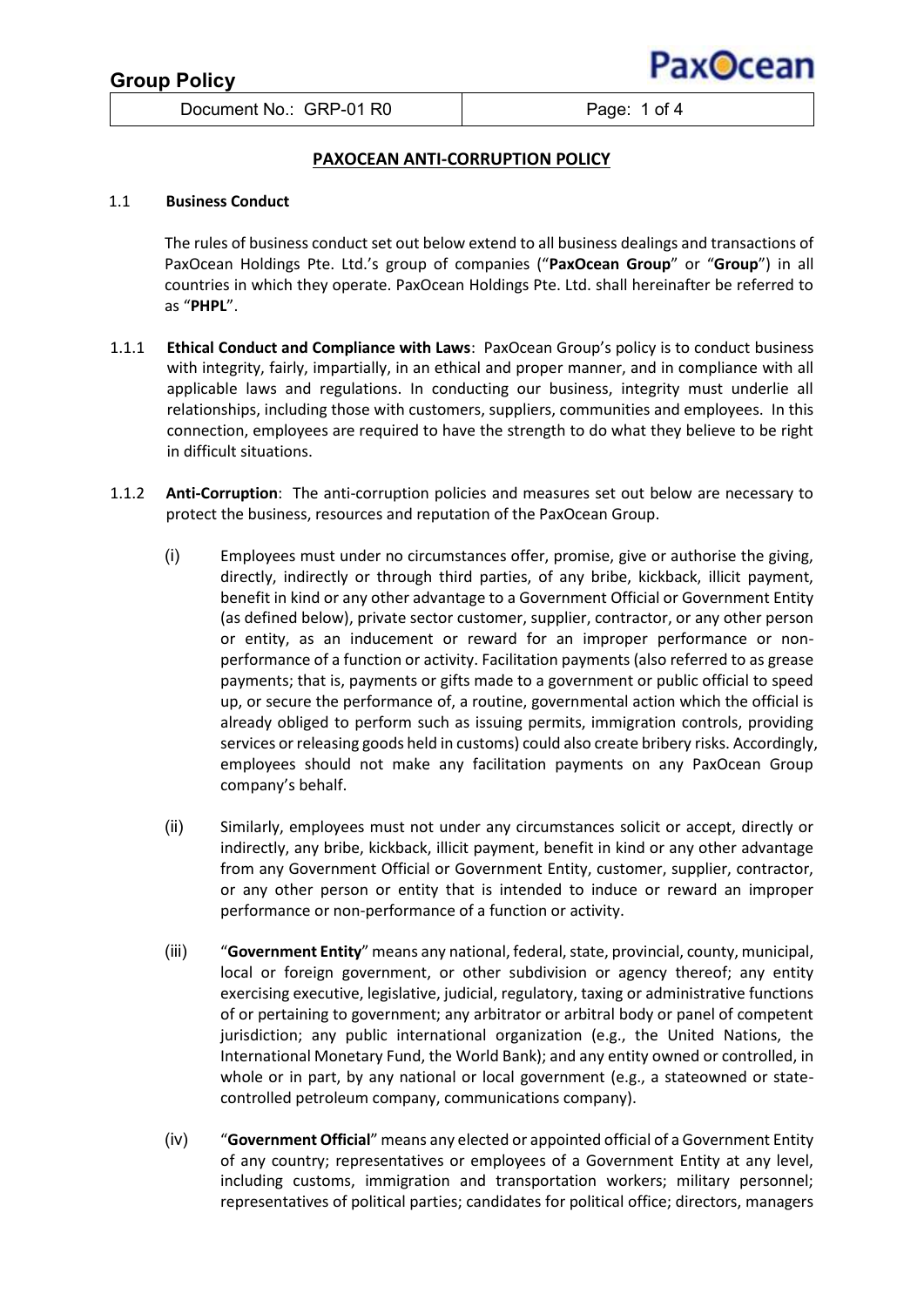# PAXOCEAN ANTI-CORRUPTION POLICY

## 1.1 Business Conduct

The rules of business conduct set out below extend to all business dealings and transactions of PaxOcean Holdings Pte. Ltd.'s group of companies ("**PaxOcean Group**" or "**Group**") in all countries in which they operate. PaxOcean Holdings Pte. Ltd. shall hereinafter be referred to as "**PHPL**".

1.1.1 **Ethical Conduct and Compliance with Laws**: PaxOcean Group's policy is to conduct business with integrity, fairly, impartially, in an ethical and proper manner, and in compliance with all applicable laws and regulations. In conducting our business, integrity must underlie all relationships, including those with customers, suppliers, communities and employees. In this connection, employees are required to have the strength to do what they believe to be right in difficult situations.

1.1.2 **Anti-Corruption**: The anti-corruption policies and measures set out below are necessary to protect the business, resources and reputation of the PaxOcean Group.

(i) Employees must under no circumstances offer, promise, give or authorise the giving, directly, indirectly or through third parties, of any bribe, kickback, illicit payment, benefit in kind or any other advantage to a Government Official or Government Entity (as defined below), private sector customer, supplier, contractor, or any other person or entity, as an inducement or reward for an improper performance or non-performance of a function or activity. Facilitation payments (also referred to as grease payments; that is, payments or gifts made to a government or public official to speed up, or secure the performance of, a routine, governmental action which the official is already obliged to perform such as issuing permits, immigration controls, providing services or releasing goods held in customs) could also create bribery risks. Accordingly, employees should not make any facilitation payments on any PaxOcean Group company's behalf.

(ii) Similarly, employees must not under any circumstances solicit or accept, directly or indirectly, any bribe, kickback, illicit payment, benefit in kind or any other advantage from any Government Official or Government Entity, customer, supplier, contractor, or any other person or entity that is intended to induce or reward an improper performance or non-performance of a function or activity.

(iii) "**Government Entity**" means any national, federal, state, provincial, county, municipal, local or foreign government, or other subdivision or agency thereof; any entity exercising executive, legislative, judicial, regulatory, taxing or administrative functions of or pertaining to government; any arbitrator or arbitral body or panel of competent jurisdiction; any public international organization (e.g., the United Nations, the International Monetary Fund, the World Bank); and any entity owned or controlled, in whole or in part, by any national or local government (e.g., a stateowned or state-controlled petroleum company, communications company).

(iv) "**Government Official**" means any elected or appointed official of a Government Entity of any country; representatives or employees of a Government Entity at any level, including customs, immigration and transportation workers; military personnel; representatives of political parties; candidates for political office; directors, managers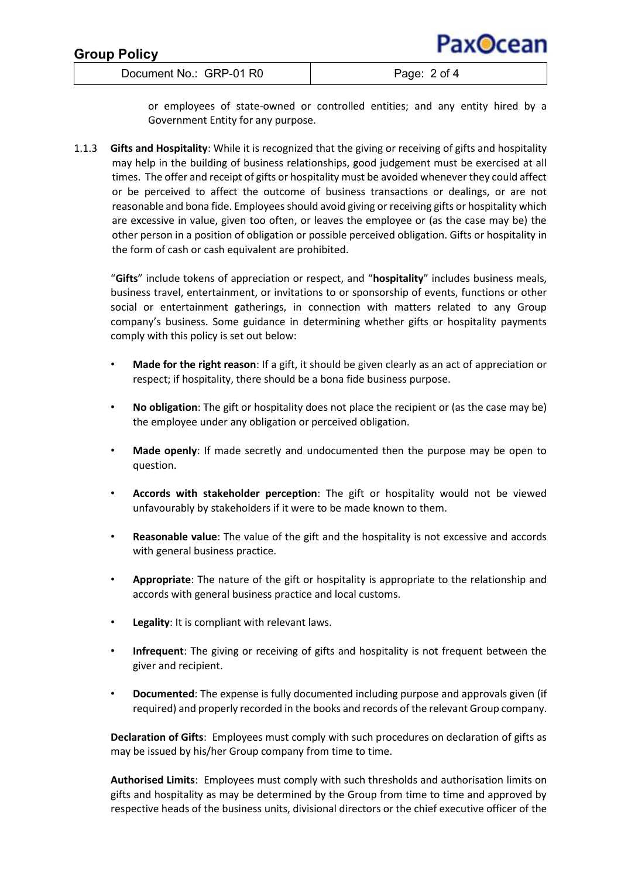or employees of state-owned or controlled entities; and any entity hired by a Government Entity for any purpose.

1.1.3 **Gifts and Hospitality**: While it is recognized that the giving or receiving of gifts and hospitality may help in the building of business relationships, good judgement must be exercised at all times. The offer and receipt of gifts or hospitality must be avoided whenever they could affect or be perceived to affect the outcome of business transactions or dealings, or are not reasonable and bona fide. Employees should avoid giving or receiving gifts or hospitality which are excessive in value, given too often, or leaves the employee or (as the case may be) the other person in a position of obligation or possible perceived obligation. Gifts or hospitality in the form of cash or cash equivalent are prohibited.

"**Gifts**" include tokens of appreciation or respect, and "**hospitality**" includes business meals, business travel, entertainment, or invitations to or sponsorship of events, functions or other social or entertainment gatherings, in connection with matters related to any Group company's business. Some guidance in determining whether gifts or hospitality payments comply with this policy is set out below:

- **Made for the right reason**: If a gift, it should be given clearly as an act of appreciation or respect; if hospitality, there should be a bona fide business purpose.
- **No obligation**: The gift or hospitality does not place the recipient or (as the case may be) the employee under any obligation or perceived obligation.
- **Made openly**: If made secretly and undocumented then the purpose may be open to question.
- **Accords with stakeholder perception**: The gift or hospitality would not be viewed unfavourably by stakeholders if it were to be made known to them.
- **Reasonable value**: The value of the gift and the hospitality is not excessive and accords with general business practice.
- **Appropriate**: The nature of the gift or hospitality is appropriate to the relationship and accords with general business practice and local customs.
- **Legality**: It is compliant with relevant laws.
- **Infrequent**: The giving or receiving of gifts and hospitality is not frequent between the giver and recipient.
- **Documented**: The expense is fully documented including purpose and approvals given (if required) and properly recorded in the books and records of the relevant Group company.

**Declaration of Gifts**: Employees must comply with such procedures on declaration of gifts as may be issued by his/her Group company from time to time.

**Authorised Limits**: Employees must comply with such thresholds and authorisation limits on gifts and hospitality as may be determined by the Group from time to time and approved by respective heads of the business units, divisional directors or the chief executive officer of the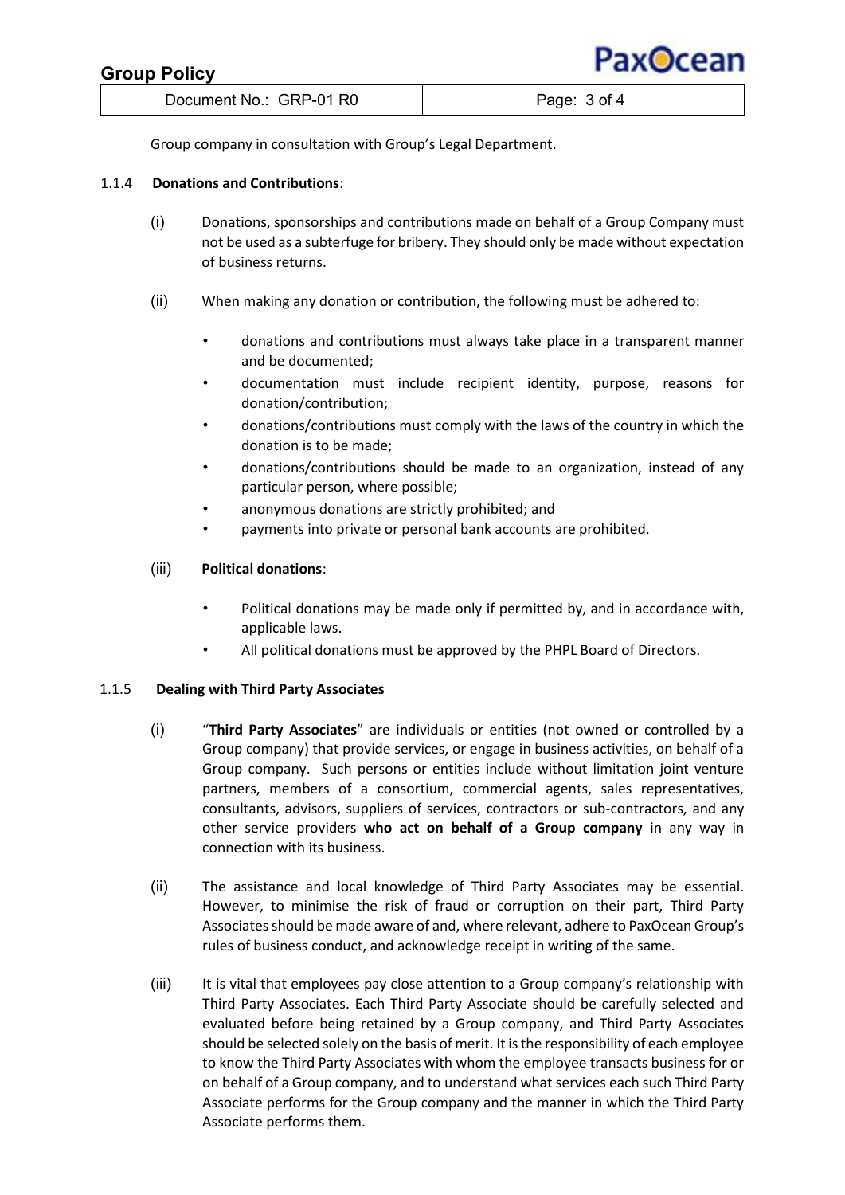Group company in consultation with Group's Legal Department.

1.1.4 **Donations and Contributions**:

(i) Donations, sponsorships and contributions made on behalf of a Group Company must not be used as a subterfuge for bribery. They should only be made without expectation of business returns.

(ii) When making any donation or contribution, the following must be adhered to:

- donations and contributions must always take place in a transparent manner and be documented;
- documentation must include recipient identity, purpose, reasons for donation/contribution;
- donations/contributions must comply with the laws of the country in which the donation is to be made;
- donations/contributions should be made to an organization, instead of any particular person, where possible;
- anonymous donations are strictly prohibited; and
- payments into private or personal bank accounts are prohibited.

(iii) **Political donations**:

- Political donations may be made only if permitted by, and in accordance with, applicable laws.
- All political donations must be approved by the PHPL Board of Directors.

1.1.5 **Dealing with Third Party Associates**

(i) "**Third Party Associates**" are individuals or entities (not owned or controlled by a Group company) that provide services, or engage in business activities, on behalf of a Group company. Such persons or entities include without limitation joint venture partners, members of a consortium, commercial agents, sales representatives, consultants, advisors, suppliers of services, contractors or sub-contractors, and any other service providers **who act on behalf of a Group company** in any way in connection with its business.

(ii) The assistance and local knowledge of Third Party Associates may be essential. However, to minimise the risk of fraud or corruption on their part, Third Party Associates should be made aware of and, where relevant, adhere to PaxOcean Group's rules of business conduct, and acknowledge receipt in writing of the same.

(iii) It is vital that employees pay close attention to a Group company's relationship with Third Party Associates. Each Third Party Associate should be carefully selected and evaluated before being retained by a Group company, and Third Party Associates should be selected solely on the basis of merit. It is the responsibility of each employee to know the Third Party Associates with whom the employee transacts business for or on behalf of a Group company, and to understand what services each such Third Party Associate performs for the Group company and the manner in which the Third Party Associate performs them.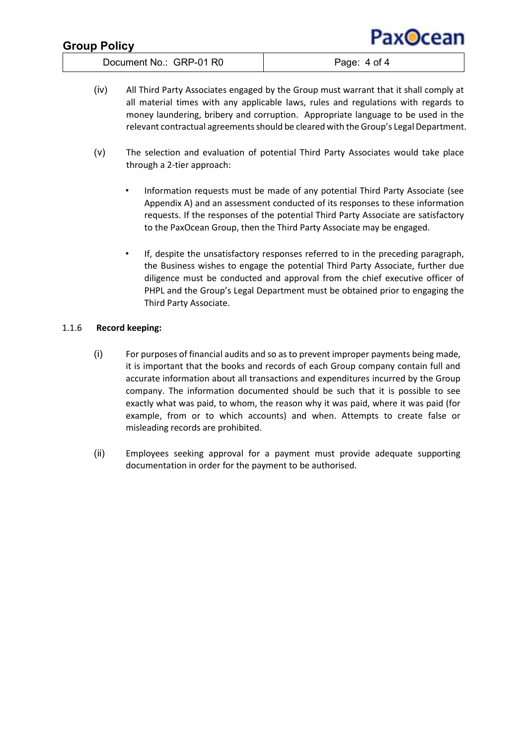(iv) All Third Party Associates engaged by the Group must warrant that it shall comply at all material times with any applicable laws, rules and regulations with regards to money laundering, bribery and corruption. Appropriate language to be used in the relevant contractual agreements should be cleared with the Group's Legal Department.

(v) The selection and evaluation of potential Third Party Associates would take place through a 2-tier approach:

- Information requests must be made of any potential Third Party Associate (see Appendix A) and an assessment conducted of its responses to these information requests. If the responses of the potential Third Party Associate are satisfactory to the PaxOcean Group, then the Third Party Associate may be engaged.

- If, despite the unsatisfactory responses referred to in the preceding paragraph, the Business wishes to engage the potential Third Party Associate, further due diligence must be conducted and approval from the chief executive officer of PHPL and the Group's Legal Department must be obtained prior to engaging the Third Party Associate.

1.1.6 **Record keeping:**

(i) For purposes of financial audits and so as to prevent improper payments being made, it is important that the books and records of each Group company contain full and accurate information about all transactions and expenditures incurred by the Group company. The information documented should be such that it is possible to see exactly what was paid, to whom, the reason why it was paid, where it was paid (for example, from or to which accounts) and when. Attempts to create false or misleading records are prohibited.

(ii) Employees seeking approval for a payment must provide adequate supporting documentation in order for the payment to be authorised.